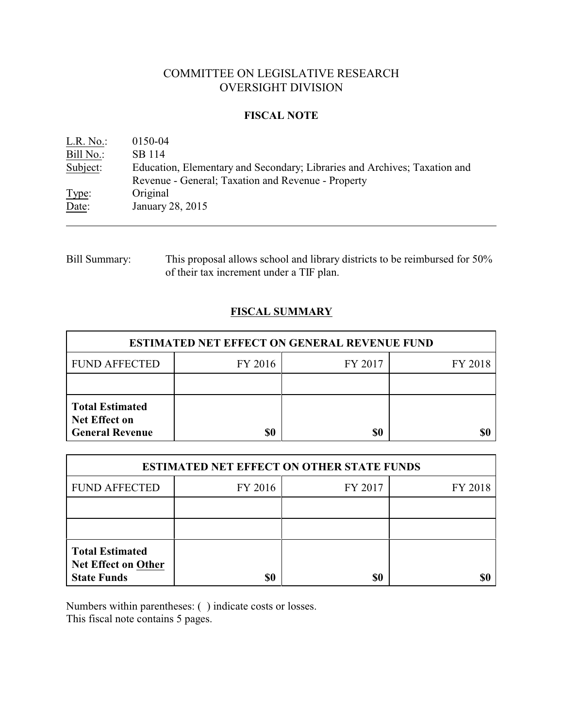# COMMITTEE ON LEGISLATIVE RESEARCH
# OVERSIGHT DIVISION

## FISCAL NOTE

L.R. No.: 0150-04
Bill No.: SB 114
Subject: Education, Elementary and Secondary; Libraries and Archives; Taxation and Revenue - General; Taxation and Revenue - Property
Type: Original
Date: January 28, 2015

---

Bill Summary: This proposal allows school and library districts to be reimbursed for 50% of their tax increment under a TIF plan.

## FISCAL SUMMARY

| ESTIMATED NET EFFECT ON GENERAL REVENUE FUND | | | |
|---|---|---|---|
| FUND AFFECTED | FY 2016 | FY 2017 | FY 2018 |
| | | | |
| **Total Estimated Net Effect on General Revenue** | **$0** | **$0** | **$0** |

| ESTIMATED NET EFFECT ON OTHER STATE FUNDS | | | |
|---|---|---|---|
| FUND AFFECTED | FY 2016 | FY 2017 | FY 2018 |
| | | | |
| | | | |
| **Total Estimated Net Effect on Other State Funds** | **$0** | **$0** | **$0** |

Numbers within parentheses: ( ) indicate costs or losses.
This fiscal note contains 5 pages.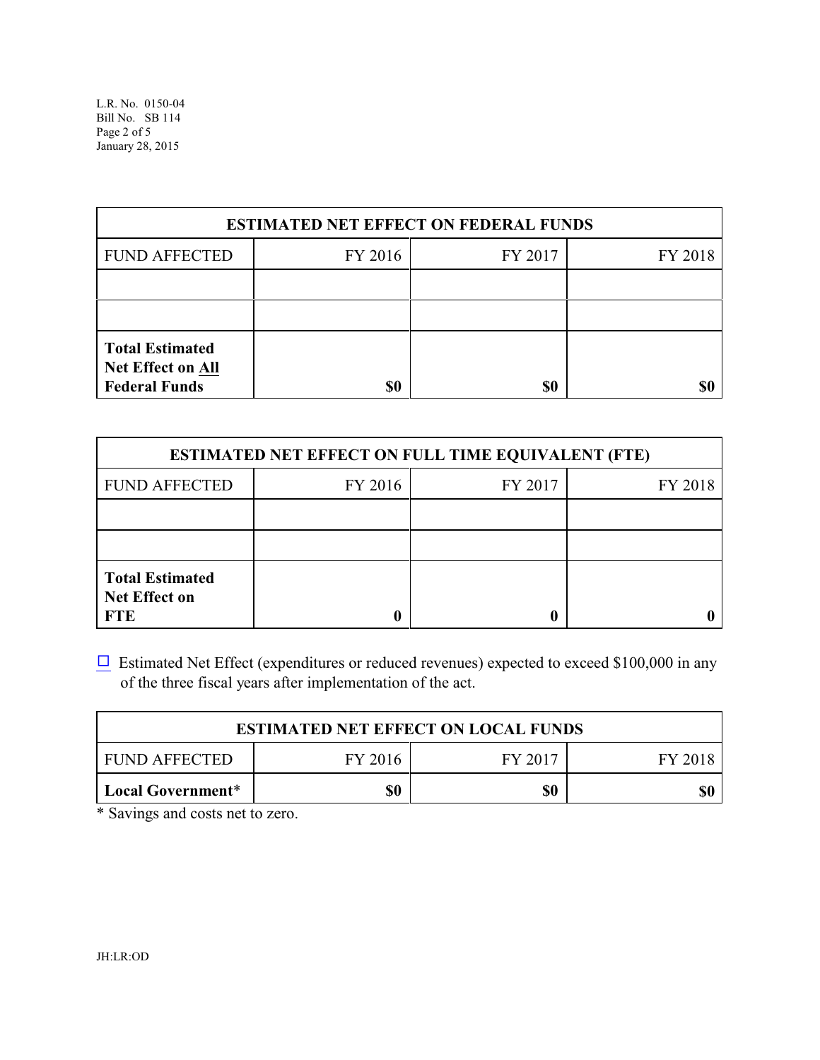| ESTIMATED NET EFFECT ON FEDERAL FUNDS | | | |
|---|---|---|---|
| FUND AFFECTED | FY 2016 | FY 2017 | FY 2018 |
| | | | |
| | | | |
| **Total Estimated Net Effect on All Federal Funds** | **$0** | **$0** | **$0** |

| ESTIMATED NET EFFECT ON FULL TIME EQUIVALENT (FTE) | | | |
|---|---|---|---|
| FUND AFFECTED | FY 2016 | FY 2017 | FY 2018 |
| | | | |
| | | | |
| **Total Estimated Net Effect on FTE** | **0** | **0** | **0** |

☐ Estimated Net Effect (expenditures or reduced revenues) expected to exceed $100,000 in any of the three fiscal years after implementation of the act.

| ESTIMATED NET EFFECT ON LOCAL FUNDS | | | |
|---|---|---|---|
| FUND AFFECTED | FY 2016 | FY 2017 | FY 2018 |
| **Local Government*** | **$0** | **$0** | **$0** |

* Savings and costs net to zero.

JH:LR:OD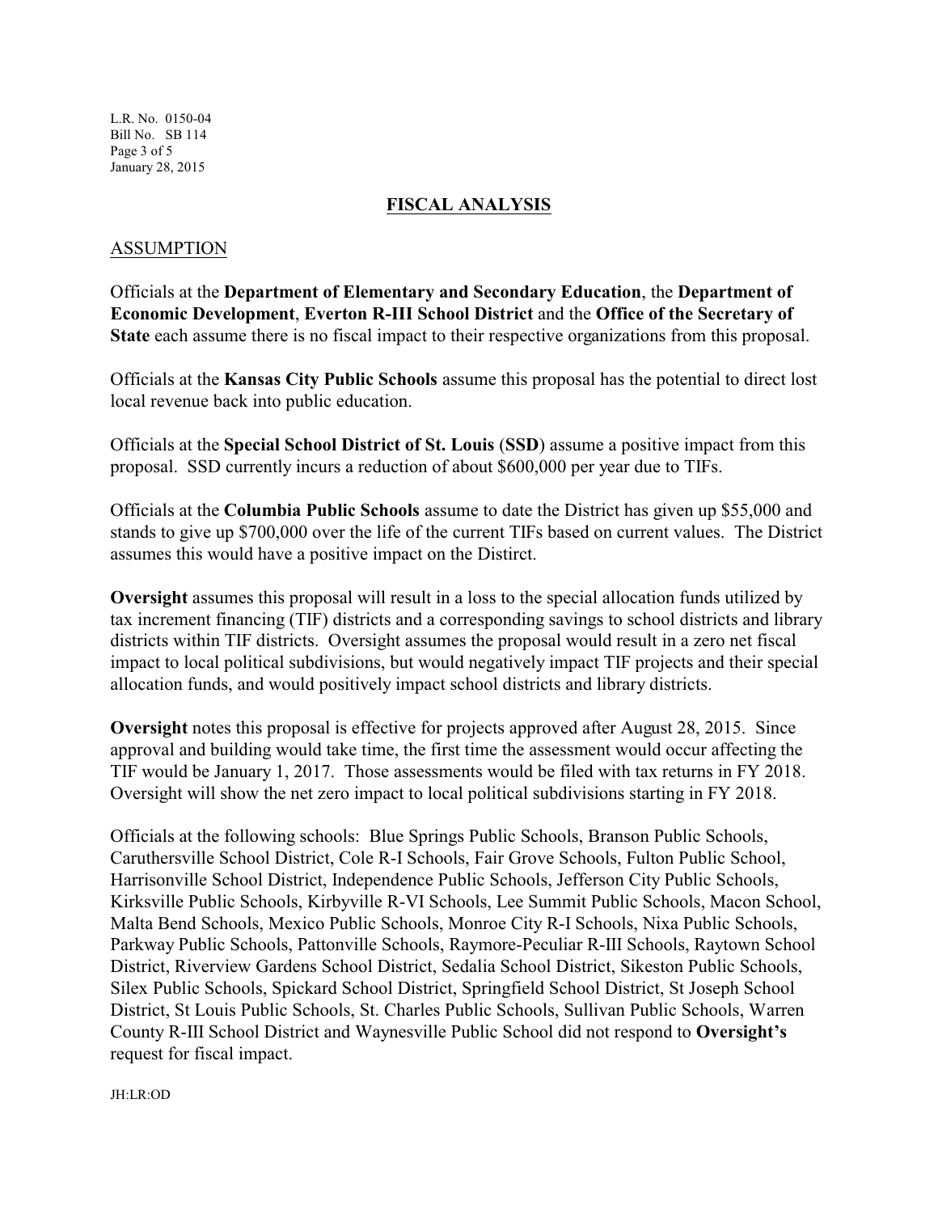## FISCAL ANALYSIS

### ASSUMPTION

Officials at the **Department of Elementary and Secondary Education**, the **Department of Economic Development**, **Everton R-III School District** and the **Office of the Secretary of State** each assume there is no fiscal impact to their respective organizations from this proposal.

Officials at the **Kansas City Public Schools** assume this proposal has the potential to direct lost local revenue back into public education.

Officials at the **Special School District of St. Louis** (**SSD**) assume a positive impact from this proposal. SSD currently incurs a reduction of about $600,000 per year due to TIFs.

Officials at the **Columbia Public Schools** assume to date the District has given up $55,000 and stands to give up $700,000 over the life of the current TIFs based on current values. The District assumes this would have a positive impact on the Distirct.

**Oversight** assumes this proposal will result in a loss to the special allocation funds utilized by tax increment financing (TIF) districts and a corresponding savings to school districts and library districts within TIF districts. Oversight assumes the proposal would result in a zero net fiscal impact to local political subdivisions, but would negatively impact TIF projects and their special allocation funds, and would positively impact school districts and library districts.

**Oversight** notes this proposal is effective for projects approved after August 28, 2015. Since approval and building would take time, the first time the assessment would occur affecting the TIF would be January 1, 2017. Those assessments would be filed with tax returns in FY 2018. Oversight will show the net zero impact to local political subdivisions starting in FY 2018.

Officials at the following schools: Blue Springs Public Schools, Branson Public Schools, Caruthersville School District, Cole R-I Schools, Fair Grove Schools, Fulton Public School, Harrisonville School District, Independence Public Schools, Jefferson City Public Schools, Kirksville Public Schools, Kirbyville R-VI Schools, Lee Summit Public Schools, Macon School, Malta Bend Schools, Mexico Public Schools, Monroe City R-I Schools, Nixa Public Schools, Parkway Public Schools, Pattonville Schools, Raymore-Peculiar R-III Schools, Raytown School District, Riverview Gardens School District, Sedalia School District, Sikeston Public Schools, Silex Public Schools, Spickard School District, Springfield School District, St Joseph School District, St Louis Public Schools, St. Charles Public Schools, Sullivan Public Schools, Warren County R-III School District and Waynesville Public School did not respond to **Oversight's** request for fiscal impact.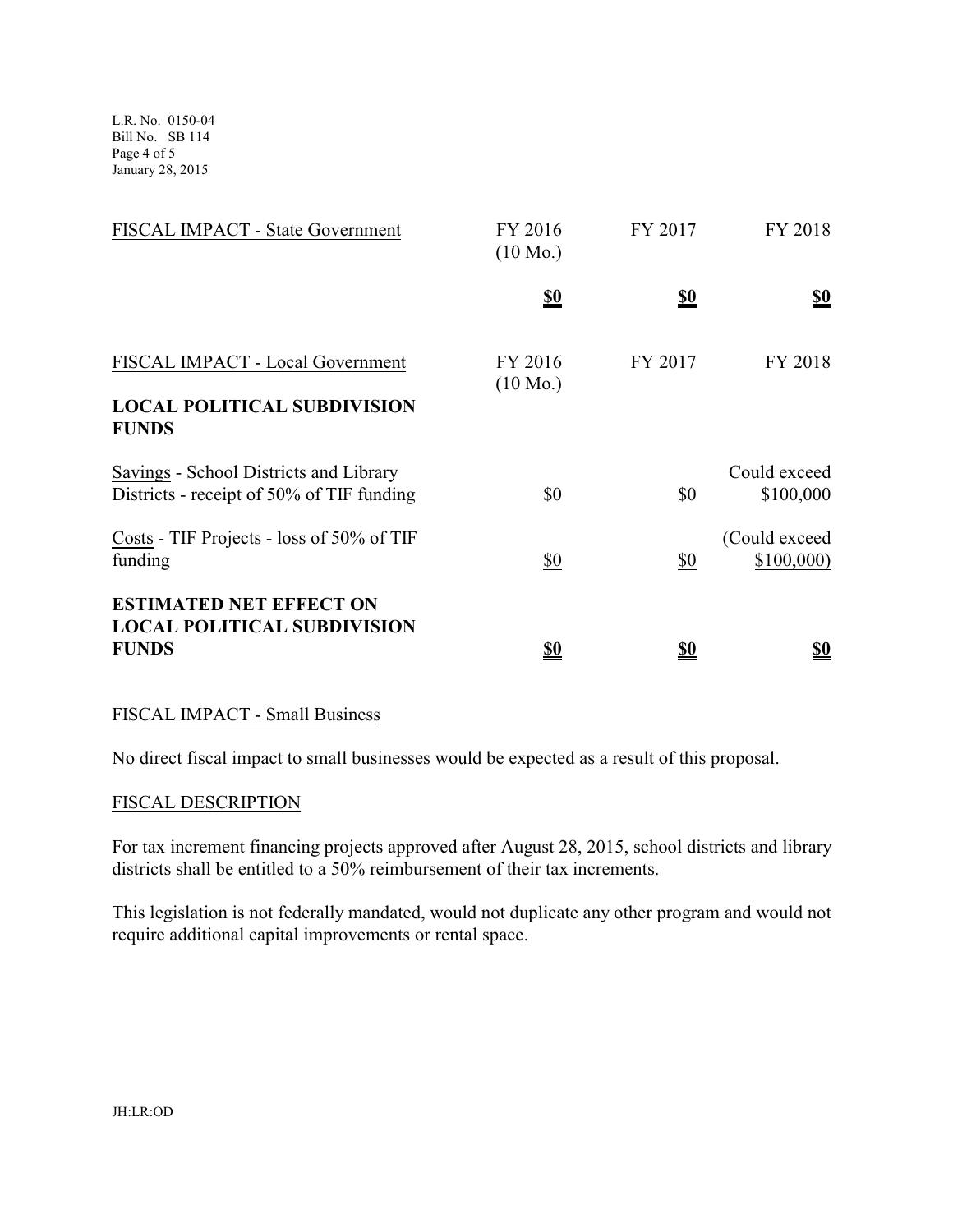| FISCAL IMPACT - State Government | FY 2016 (10 Mo.) | FY 2017 | FY 2018 |
|---|---|---|---|
| | **$0** | **$0** | **$0** |

| FISCAL IMPACT - Local Government | FY 2016 (10 Mo.) | FY 2017 | FY 2018 |
|---|---|---|---|
| **LOCAL POLITICAL SUBDIVISION FUNDS** | | | |
| Savings - School Districts and Library Districts - receipt of 50% of TIF funding | $0 | $0 | Could exceed $100,000 |
| Costs - TIF Projects - loss of 50% of TIF funding | $0 | $0 | (Could exceed $100,000) |
| **ESTIMATED NET EFFECT ON LOCAL POLITICAL SUBDIVISION FUNDS** | **$0** | **$0** | **$0** |

FISCAL IMPACT - Small Business

No direct fiscal impact to small businesses would be expected as a result of this proposal.

FISCAL DESCRIPTION

For tax increment financing projects approved after August 28, 2015, school districts and library districts shall be entitled to a 50% reimbursement of their tax increments.

This legislation is not federally mandated, would not duplicate any other program and would not require additional capital improvements or rental space.

JH:LR:OD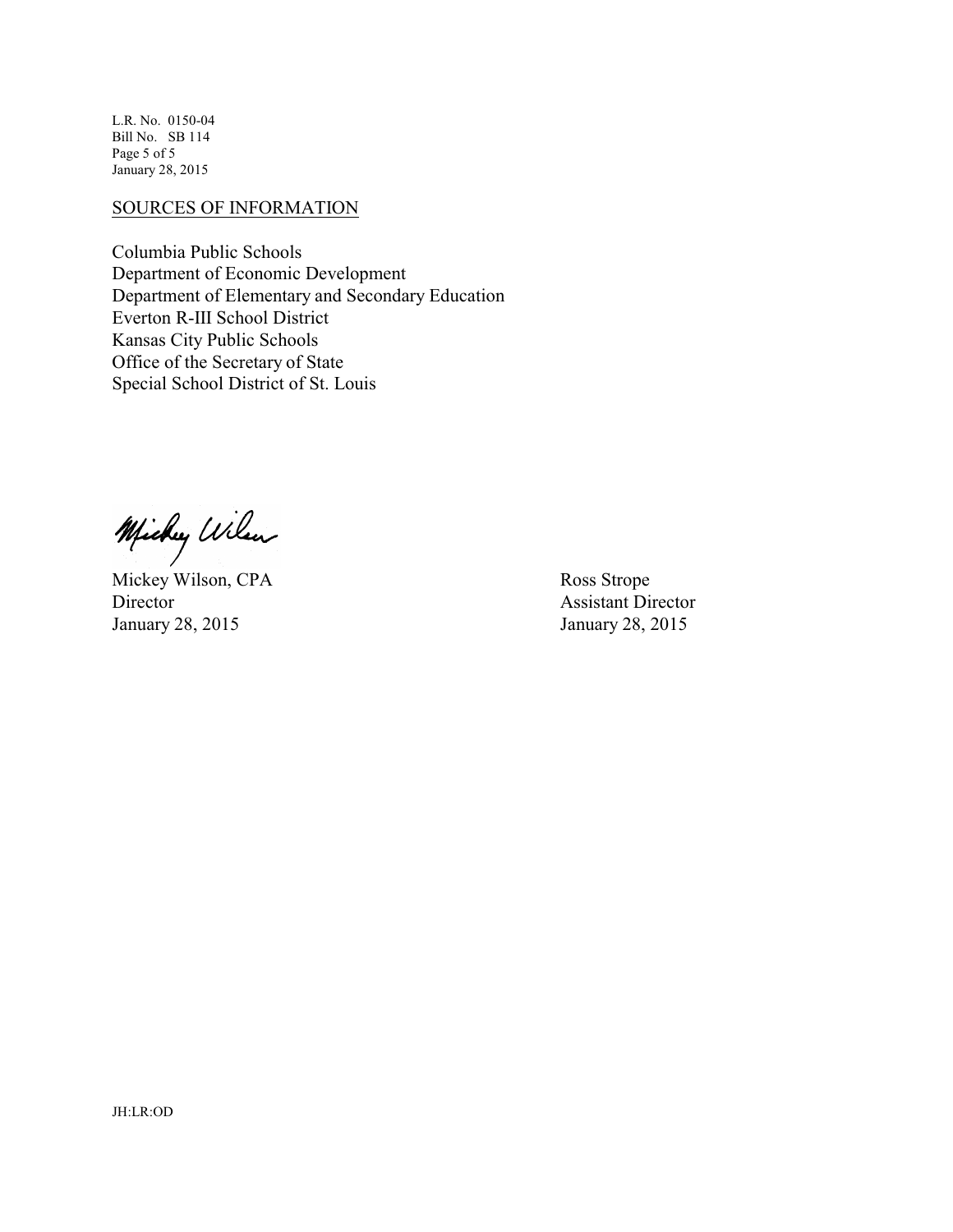## SOURCES OF INFORMATION

Columbia Public Schools
Department of Economic Development
Department of Elementary and Secondary Education
Everton R-III School District
Kansas City Public Schools
Office of the Secretary of State
Special School District of St. Louis

Mickey Wilson, CA
Director
January 28, 2015

Ross Strope
Assistant Director
January 28, 2015

JH:LR:OD